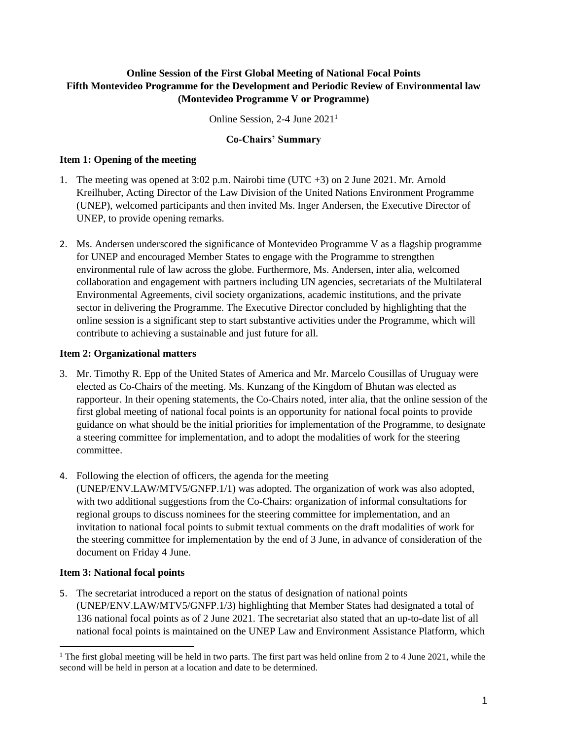**Online Session of the First Global Meeting of National Focal Points**
**Fifth Montevideo Programme for the Development and Periodic Review of Environmental law (Montevideo Programme V or Programme)**

Online Session, 2-4 June 2021[1]

**Co-Chairs' Summary**

### Item 1: Opening of the meeting

1. The meeting was opened at 3:02 p.m. Nairobi time (UTC +3) on 2 June 2021. Mr. Arnold Kreilhuber, Acting Director of the Law Division of the United Nations Environment Programme (UNEP), welcomed participants and then invited Ms. Inger Andersen, the Executive Director of UNEP, to provide opening remarks.

2. Ms. Andersen underscored the significance of Montevideo Programme V as a flagship programme for UNEP and encouraged Member States to engage with the Programme to strengthen environmental rule of law across the globe. Furthermore, Ms. Andersen, inter alia, welcomed collaboration and engagement with partners including UN agencies, secretariats of the Multilateral Environmental Agreements, civil society organizations, academic institutions, and the private sector in delivering the Programme. The Executive Director concluded by highlighting that the online session is a significant step to start substantive activities under the Programme, which will contribute to achieving a sustainable and just future for all.

### Item 2: Organizational matters

3. Mr. Timothy R. Epp of the United States of America and Mr. Marcelo Cousillas of Uruguay were elected as Co-Chairs of the meeting. Ms. Kunzang of the Kingdom of Bhutan was elected as rapporteur. In their opening statements, the Co-Chairs noted, inter alia, that the online session of the first global meeting of national focal points is an opportunity for national focal points to provide guidance on what should be the initial priorities for implementation of the Programme, to designate a steering committee for implementation, and to adopt the modalities of work for the steering committee.

4. Following the election of officers, the agenda for the meeting (UNEP/ENV.LAW/MTV5/GNFP.1/1) was adopted. The organization of work was also adopted, with two additional suggestions from the Co-Chairs: organization of informal consultations for regional groups to discuss nominees for the steering committee for implementation, and an invitation to national focal points to submit textual comments on the draft modalities of work for the steering committee for implementation by the end of 3 June, in advance of consideration of the document on Friday 4 June.

### Item 3: National focal points

5. The secretariat introduced a report on the status of designation of national points (UNEP/ENV.LAW/MTV5/GNFP.1/3) highlighting that Member States had designated a total of 136 national focal points as of 2 June 2021. The secretariat also stated that an up-to-date list of all national focal points is maintained on the UNEP Law and Environment Assistance Platform, which

[1] The first global meeting will be held in two parts. The first part was held online from 2 to 4 June 2021, while the second will be held in person at a location and date to be determined.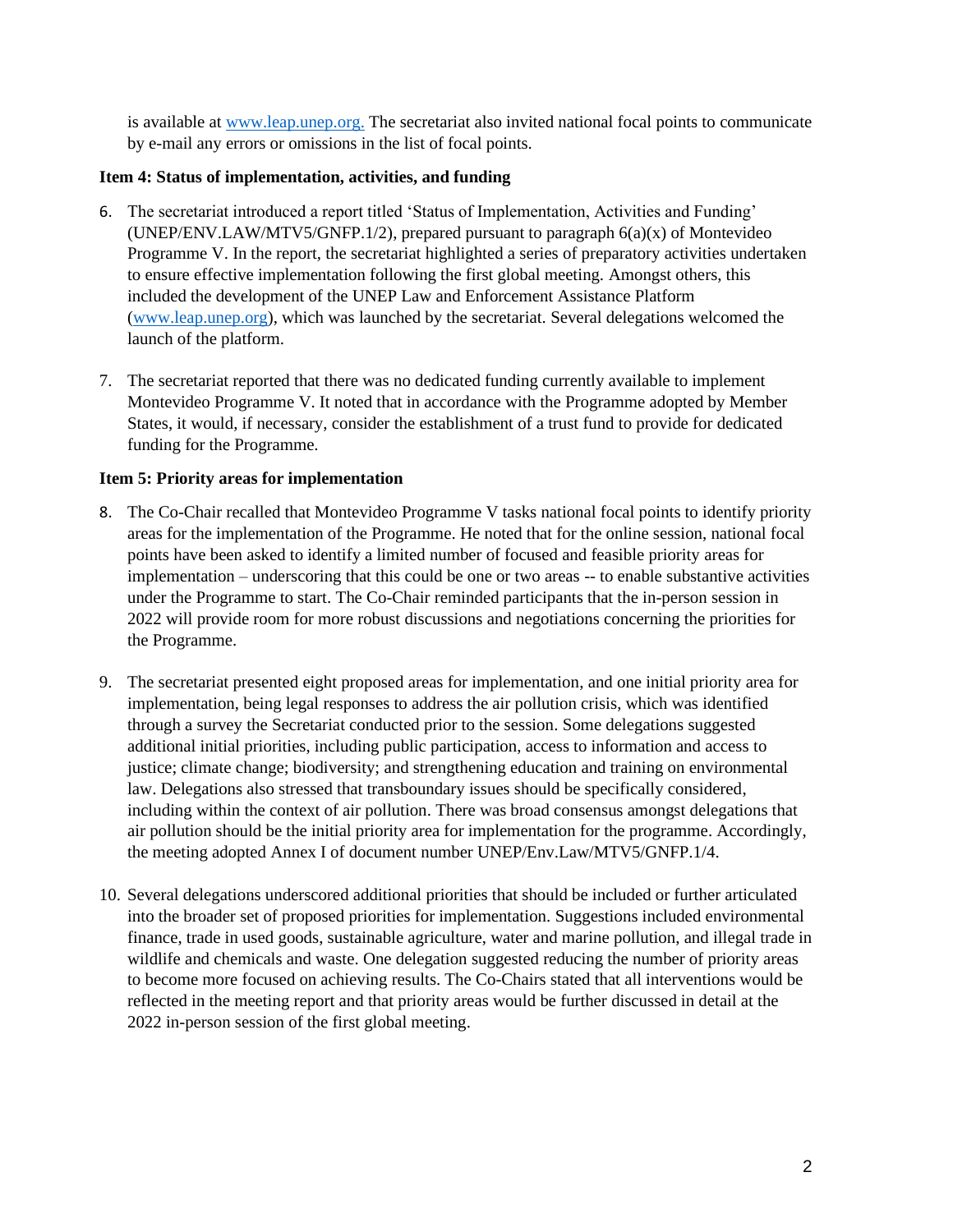is available at www.leap.unep.org. The secretariat also invited national focal points to communicate by e-mail any errors or omissions in the list of focal points.

**Item 4: Status of implementation, activities, and funding**

6. The secretariat introduced a report titled 'Status of Implementation, Activities and Funding' (UNEP/ENV.LAW/MTV5/GNFP.1/2), prepared pursuant to paragraph 6(a)(x) of Montevideo Programme V. In the report, the secretariat highlighted a series of preparatory activities undertaken to ensure effective implementation following the first global meeting. Amongst others, this included the development of the UNEP Law and Enforcement Assistance Platform (www.leap.unep.org), which was launched by the secretariat. Several delegations welcomed the launch of the platform.

7. The secretariat reported that there was no dedicated funding currently available to implement Montevideo Programme V. It noted that in accordance with the Programme adopted by Member States, it would, if necessary, consider the establishment of a trust fund to provide for dedicated funding for the Programme.

**Item 5: Priority areas for implementation**

8. The Co-Chair recalled that Montevideo Programme V tasks national focal points to identify priority areas for the implementation of the Programme. He noted that for the online session, national focal points have been asked to identify a limited number of focused and feasible priority areas for implementation – underscoring that this could be one or two areas -- to enable substantive activities under the Programme to start. The Co-Chair reminded participants that the in-person session in 2022 will provide room for more robust discussions and negotiations concerning the priorities for the Programme.

9. The secretariat presented eight proposed areas for implementation, and one initial priority area for implementation, being legal responses to address the air pollution crisis, which was identified through a survey the Secretariat conducted prior to the session. Some delegations suggested additional initial priorities, including public participation, access to information and access to justice; climate change; biodiversity; and strengthening education and training on environmental law. Delegations also stressed that transboundary issues should be specifically considered, including within the context of air pollution. There was broad consensus amongst delegations that air pollution should be the initial priority area for implementation for the programme. Accordingly, the meeting adopted Annex I of document number UNEP/Env.Law/MTV5/GNFP.1/4.

10. Several delegations underscored additional priorities that should be included or further articulated into the broader set of proposed priorities for implementation. Suggestions included environmental finance, trade in used goods, sustainable agriculture, water and marine pollution, and illegal trade in wildlife and chemicals and waste. One delegation suggested reducing the number of priority areas to become more focused on achieving results. The Co-Chairs stated that all interventions would be reflected in the meeting report and that priority areas would be further discussed in detail at the 2022 in-person session of the first global meeting.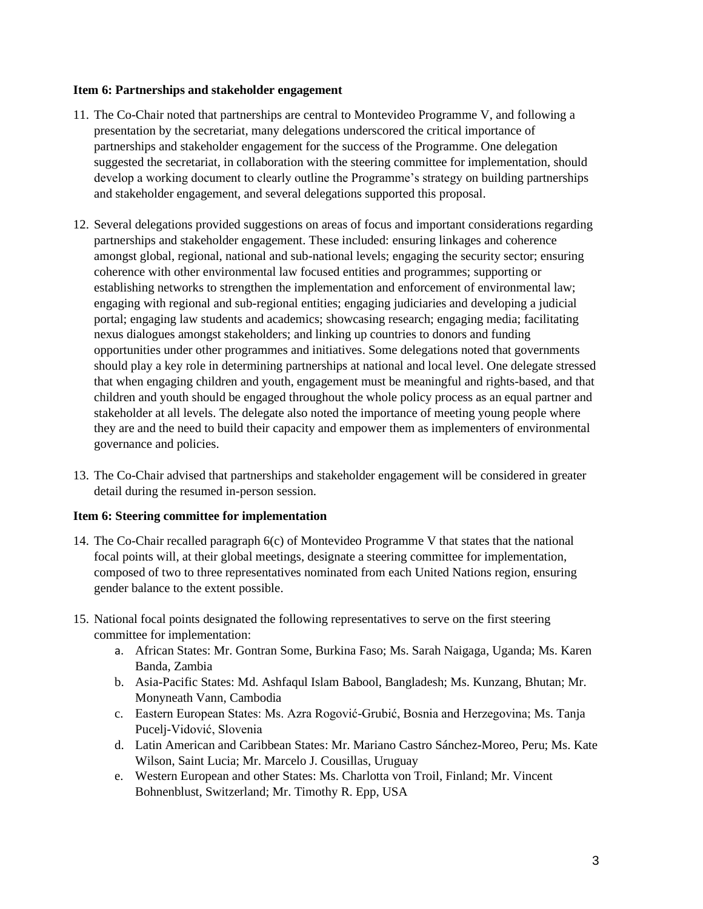**Item 6: Partnerships and stakeholder engagement**

11. The Co-Chair noted that partnerships are central to Montevideo Programme V, and following a presentation by the secretariat, many delegations underscored the critical importance of partnerships and stakeholder engagement for the success of the Programme. One delegation suggested the secretariat, in collaboration with the steering committee for implementation, should develop a working document to clearly outline the Programme's strategy on building partnerships and stakeholder engagement, and several delegations supported this proposal.

12. Several delegations provided suggestions on areas of focus and important considerations regarding partnerships and stakeholder engagement. These included: ensuring linkages and coherence amongst global, regional, national and sub-national levels; engaging the security sector; ensuring coherence with other environmental law focused entities and programmes; supporting or establishing networks to strengthen the implementation and enforcement of environmental law; engaging with regional and sub-regional entities; engaging judiciaries and developing a judicial portal; engaging law students and academics; showcasing research; engaging media; facilitating nexus dialogues amongst stakeholders; and linking up countries to donors and funding opportunities under other programmes and initiatives. Some delegations noted that governments should play a key role in determining partnerships at national and local level. One delegate stressed that when engaging children and youth, engagement must be meaningful and rights-based, and that children and youth should be engaged throughout the whole policy process as an equal partner and stakeholder at all levels. The delegate also noted the importance of meeting young people where they are and the need to build their capacity and empower them as implementers of environmental governance and policies.

13. The Co-Chair advised that partnerships and stakeholder engagement will be considered in greater detail during the resumed in-person session.

**Item 6: Steering committee for implementation**

14. The Co-Chair recalled paragraph 6(c) of Montevideo Programme V that states that the national focal points will, at their global meetings, designate a steering committee for implementation, composed of two to three representatives nominated from each United Nations region, ensuring gender balance to the extent possible.

15. National focal points designated the following representatives to serve on the first steering committee for implementation:
    a. African States: Mr. Gontran Some, Burkina Faso; Ms. Sarah Naigaga, Uganda; Ms. Karen Banda, Zambia
    b. Asia-Pacific States: Md. Ashfaqul Islam Babool, Bangladesh; Ms. Kunzang, Bhutan; Mr. Monyneath Vann, Cambodia
    c. Eastern European States: Ms. Azra Rogović-Grubić, Bosnia and Herzegovina; Ms. Tanja Pucelj-Vidović, Slovenia
    d. Latin American and Caribbean States: Mr. Mariano Castro Sánchez-Moreo, Peru; Ms. Kate Wilson, Saint Lucia; Mr. Marcelo J. Cousillas, Uruguay
    e. Western European and other States: Ms. Charlotta von Troil, Finland; Mr. Vincent Bohnenblust, Switzerland; Mr. Timothy R. Epp, USA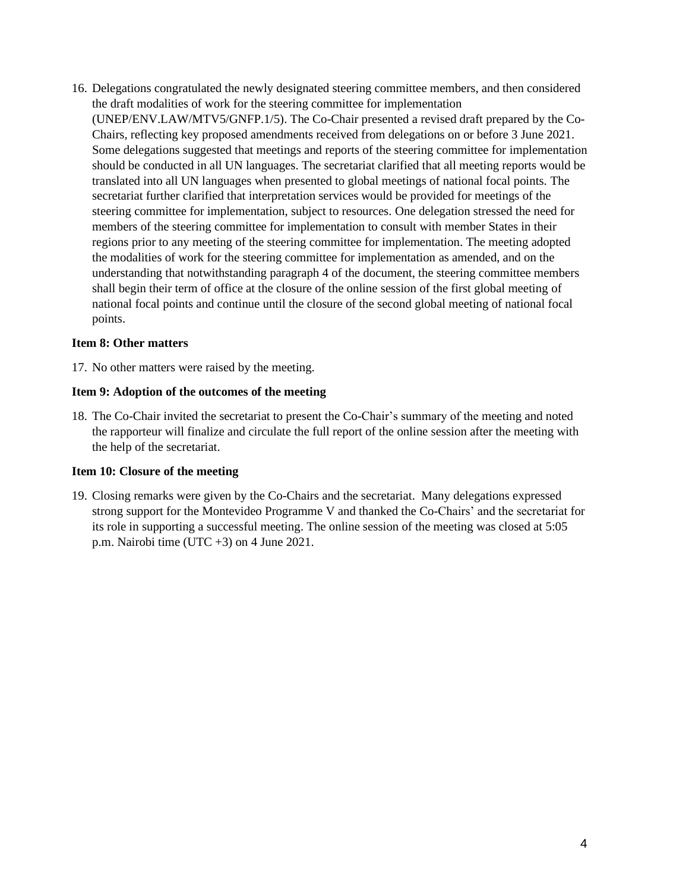16. Delegations congratulated the newly designated steering committee members, and then considered the draft modalities of work for the steering committee for implementation (UNEP/ENV.LAW/MTV5/GNFP.1/5). The Co-Chair presented a revised draft prepared by the Co-Chairs, reflecting key proposed amendments received from delegations on or before 3 June 2021. Some delegations suggested that meetings and reports of the steering committee for implementation should be conducted in all UN languages. The secretariat clarified that all meeting reports would be translated into all UN languages when presented to global meetings of national focal points. The secretariat further clarified that interpretation services would be provided for meetings of the steering committee for implementation, subject to resources. One delegation stressed the need for members of the steering committee for implementation to consult with member States in their regions prior to any meeting of the steering committee for implementation. The meeting adopted the modalities of work for the steering committee for implementation as amended, and on the understanding that notwithstanding paragraph 4 of the document, the steering committee members shall begin their term of office at the closure of the online session of the first global meeting of national focal points and continue until the closure of the second global meeting of national focal points.

**Item 8: Other matters**

17. No other matters were raised by the meeting.

**Item 9: Adoption of the outcomes of the meeting**

18. The Co-Chair invited the secretariat to present the Co-Chair's summary of the meeting and noted the rapporteur will finalize and circulate the full report of the online session after the meeting with the help of the secretariat.

**Item 10: Closure of the meeting**

19. Closing remarks were given by the Co-Chairs and the secretariat. Many delegations expressed strong support for the Montevideo Programme V and thanked the Co-Chairs' and the secretariat for its role in supporting a successful meeting. The online session of the meeting was closed at 5:05 p.m. Nairobi time (UTC +3) on 4 June 2021.